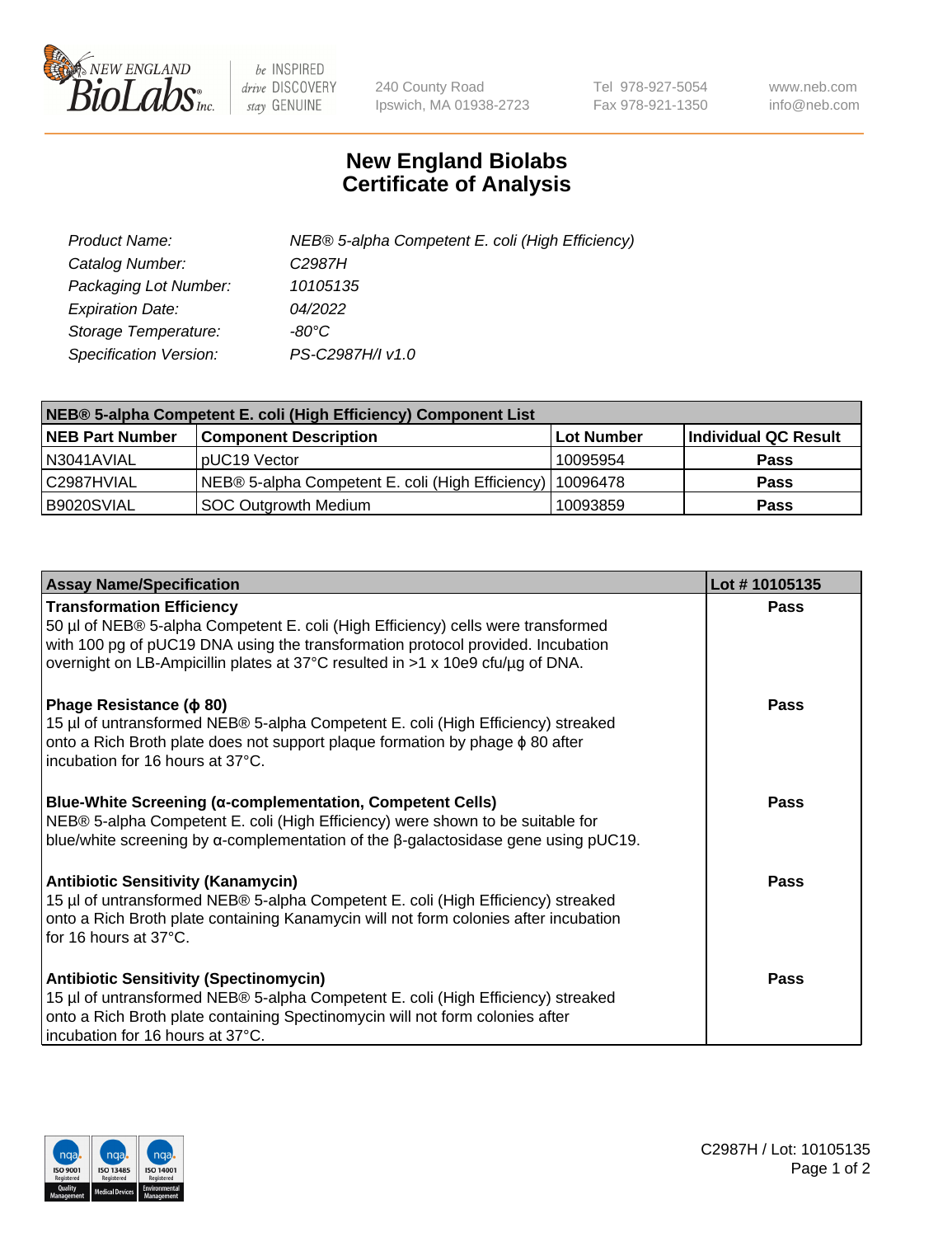240 County Road
Ipswich, MA 01938-2723

Tel 978-927-5054
Fax 978-921-1350

www.neb.com
info@neb.com

# New England Biolabs
# Certificate of Analysis

| | |
|---|---|
| *Product Name:* | *NEB® 5-alpha Competent E. coli (High Efficiency)* |
| *Catalog Number:* | *C2987H* |
| *Packaging Lot Number:* | *10105135* |
| *Expiration Date:* | *04/2022* |
| *Storage Temperature:* | *-80°C* |
| *Specification Version:* | *PS-C2987H/I v1.0* |

| **NEB® 5-alpha Competent E. coli (High Efficiency) Component List** | | | |
|---|---|---|---|
| **NEB Part Number** | **Component Description** | **Lot Number** | **Individual QC Result** |
| N3041AVIAL | pUC19 Vector | 10095954 | **Pass** |
| C2987HVIAL | NEB® 5-alpha Competent E. coli (High Efficiency) | 10096478 | **Pass** |
| B9020SVIAL | SOC Outgrowth Medium | 10093859 | **Pass** |

| **Assay Name/Specification** | **Lot # 10105135** |
|---|---|
| **Transformation Efficiency**<br>50 µl of NEB® 5-alpha Competent E. coli (High Efficiency) cells were transformed with 100 pg of pUC19 DNA using the transformation protocol provided. Incubation overnight on LB-Ampicillin plates at 37°C resulted in >1 x 10e9 cfu/µg of DNA. | **Pass** |
| **Phage Resistance (ϕ 80)**<br>15 µl of untransformed NEB® 5-alpha Competent E. coli (High Efficiency) streaked onto a Rich Broth plate does not support plaque formation by phage ϕ 80 after incubation for 16 hours at 37°C. | **Pass** |
| **Blue-White Screening (α-complementation, Competent Cells)**<br>NEB® 5-alpha Competent E. coli (High Efficiency) were shown to be suitable for blue/white screening by α-complementation of the β-galactosidase gene using pUC19. | **Pass** |
| **Antibiotic Sensitivity (Kanamycin)**<br>15 µl of untransformed NEB® 5-alpha Competent E. coli (High Efficiency) streaked onto a Rich Broth plate containing Kanamycin will not form colonies after incubation for 16 hours at 37°C. | **Pass** |
| **Antibiotic Sensitivity (Spectinomycin)**<br>15 µl of untransformed NEB® 5-alpha Competent E. coli (High Efficiency) streaked onto a Rich Broth plate containing Spectinomycin will not form colonies after incubation for 16 hours at 37°C. | **Pass** |

C2987H / Lot: 10105135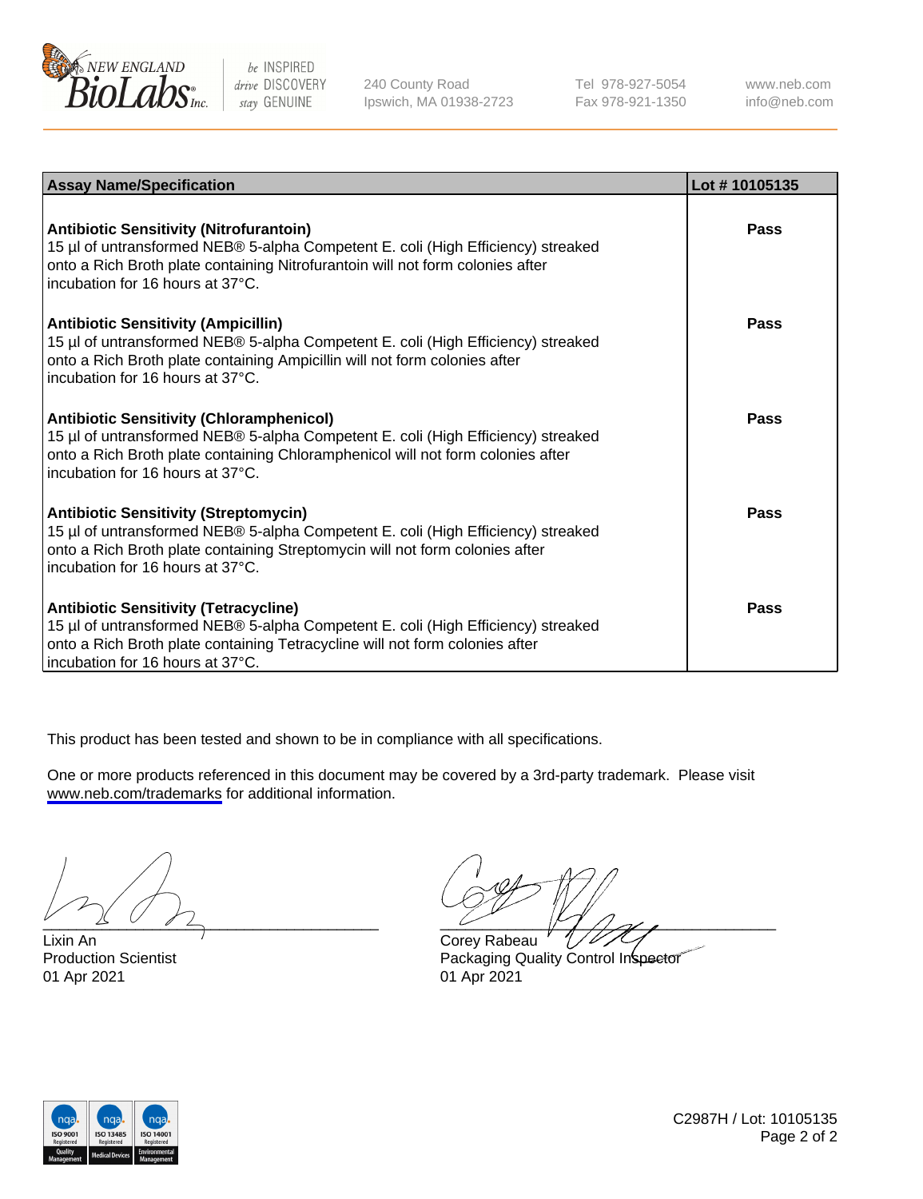240 County Road
Ipswich, MA 01938-2723

Tel 978-927-5054
Fax 978-921-1350

www.neb.com
info@neb.com

| Assay Name/Specification | Lot # 10105135 |
| --- | --- |
| **Antibiotic Sensitivity (Nitrofurantoin)**<br>15 µl of untransformed NEB® 5-alpha Competent E. coli (High Efficiency) streaked onto a Rich Broth plate containing Nitrofurantoin will not form colonies after incubation for 16 hours at 37°C. | **Pass** |
| **Antibiotic Sensitivity (Ampicillin)**<br>15 µl of untransformed NEB® 5-alpha Competent E. coli (High Efficiency) streaked onto a Rich Broth plate containing Ampicillin will not form colonies after incubation for 16 hours at 37°C. | **Pass** |
| **Antibiotic Sensitivity (Chloramphenicol)**<br>15 µl of untransformed NEB® 5-alpha Competent E. coli (High Efficiency) streaked onto a Rich Broth plate containing Chloramphenicol will not form colonies after incubation for 16 hours at 37°C. | **Pass** |
| **Antibiotic Sensitivity (Streptomycin)**<br>15 µl of untransformed NEB® 5-alpha Competent E. coli (High Efficiency) streaked onto a Rich Broth plate containing Streptomycin will not form colonies after incubation for 16 hours at 37°C. | **Pass** |
| **Antibiotic Sensitivity (Tetracycline)**<br>15 µl of untransformed NEB® 5-alpha Competent E. coli (High Efficiency) streaked onto a Rich Broth plate containing Tetracycline will not form colonies after incubation for 16 hours at 37°C. | **Pass** |

This product has been tested and shown to be in compliance with all specifications.

One or more products referenced in this document may be covered by a 3rd-party trademark. Please visit www.neb.com/trademarks for additional information.

Lixin An
Production Scientist
01 Apr 2021

Corey Rabeau
Packaging Quality Control Inspector
01 Apr 2021

C2987H / Lot: 10105135